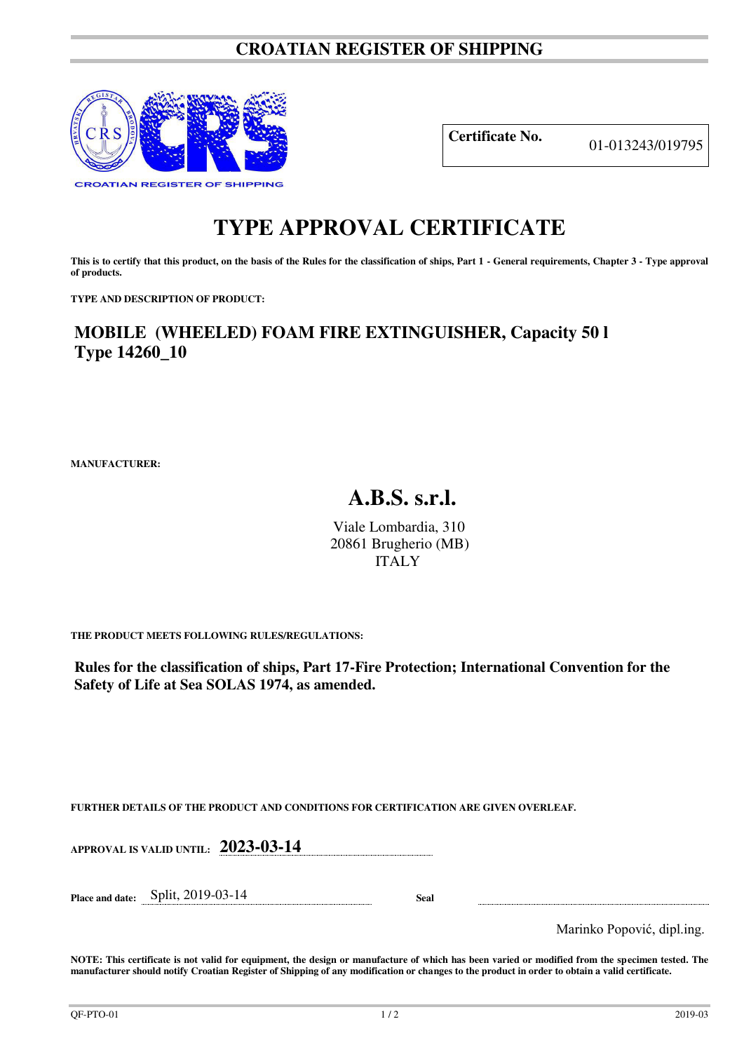# CROATIAN REGISTER OF SHIPPING

**Certificate No.** 01-013243/019795

# TYPE APPROVAL CERTIFICATE

**This is to certify that this product, on the basis of the Rules for the classification of ships, Part 1 - General requirements, Chapter 3 - Type approval of products.**

**TYPE AND DESCRIPTION OF PRODUCT:**

## MOBILE (WHEELED) FOAM FIRE EXTINGUISHER, Capacity 50 l
## Type 14260_10

**MANUFACTURER:**

## A.B.S. s.r.l.

Viale Lombardia, 310
20861 Brugherio (MB)
ITALY

**THE PRODUCT MEETS FOLLOWING RULES/REGULATIONS:**

**Rules for the classification of ships, Part 17-Fire Protection; International Convention for the Safety of Life at Sea SOLAS 1974, as amended.**

**FURTHER DETAILS OF THE PRODUCT AND CONDITIONS FOR CERTIFICATION ARE GIVEN OVERLEAF.**

**APPROVAL IS VALID UNTIL:** **2023-03-14**

**Place and date:** Split, 2019-03-14

**Seal**

Marinko Popović, dipl.ing.

**NOTE: This certificate is not valid for equipment, the design or manufacture of which has been varied or modified from the specimen tested. The manufacturer should notify Croatian Register of Shipping of any modification or changes to the product in order to obtain a valid certificate.**

QF-PTO-01 2019-03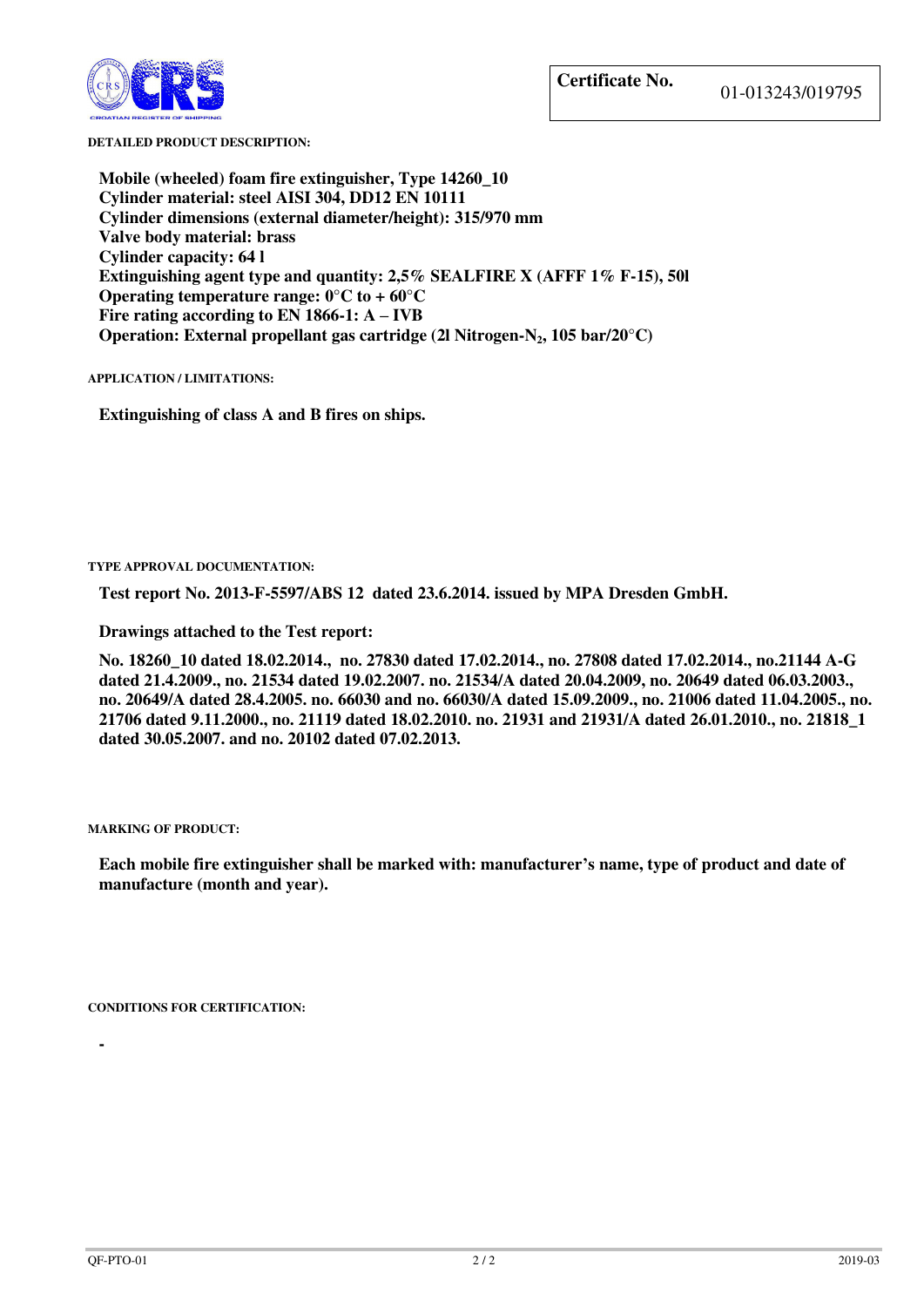**Certificate No.** 01-013243/019795

**DETAILED PRODUCT DESCRIPTION:**

**Mobile (wheeled) foam fire extinguisher, Type 14260_10**
**Cylinder material: steel AISI 304, DD12 EN 10111**
**Cylinder dimensions (external diameter/height): 315/970 mm**
**Valve body material: brass**
**Cylinder capacity: 64 l**
**Extinguishing agent type and quantity: 2,5% SEALFIRE X (AFFF 1% F-15), 50l**
**Operating temperature range: 0°C to + 60°C**
**Fire rating according to EN 1866-1: A – IVB**
**Operation: External propellant gas cartridge (2l Nitrogen-$N_2$, 105 bar/20°C)**

**APPLICATION / LIMITATIONS:**

**Extinguishing of class A and B fires on ships.**

**TYPE APPROVAL DOCUMENTATION:**

**Test report No. 2013-F-5597/ABS 12 dated 23.6.2014. issued by MPA Dresden GmbH.**

**Drawings attached to the Test report:**

**No. 18260_10 dated 18.02.2014., no. 27830 dated 17.02.2014., no. 27808 dated 17.02.2014., no.21144 A-G dated 21.4.2009., no. 21534 dated 19.02.2007. no. 21534/A dated 20.04.2009, no. 20649 dated 06.03.2003., no. 20649/A dated 28.4.2005. no. 66030 and no. 66030/A dated 15.09.2009., no. 21006 dated 11.04.2005., no. 21706 dated 9.11.2000., no. 21119 dated 18.02.2010. no. 21931 and 21931/A dated 26.01.2010., no. 21818_1 dated 30.05.2007. and no. 20102 dated 07.02.2013.**

**MARKING OF PRODUCT:**

**Each mobile fire extinguisher shall be marked with: manufacturer's name, type of product and date of manufacture (month and year).**

**CONDITIONS FOR CERTIFICATION:**

**-**